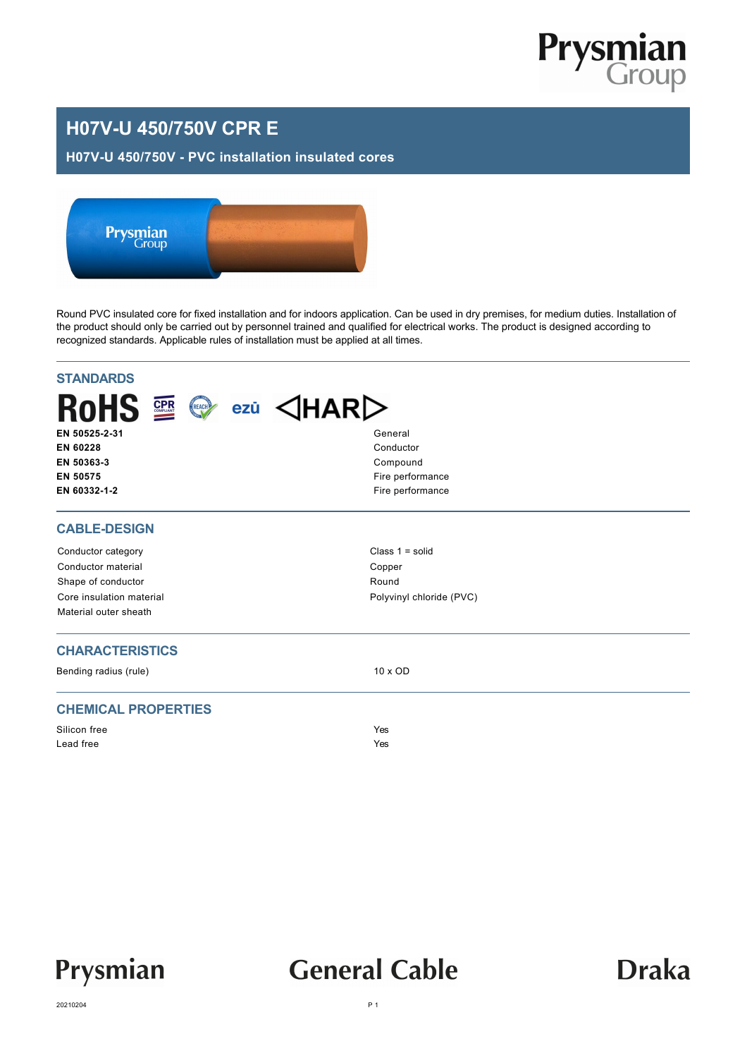# H07V-U 450/750V CPR E

## H07V-U 450/750V - PVC installation insulated cores

Round PVC insulated core for fixed installation and for indoors application. Can be used in dry premises, for medium duties. Installation of the product should only be carried out by personnel trained and qualified for electrical works. The product is designed according to recognized standards. Applicable rules of installation must be applied at all times.

## STANDARDS

| | |
|---|---|
| **EN 50525-2-31** | General |
| **EN 60228** | Conductor |
| **EN 50363-3** | Compound |
| **EN 50575** | Fire performance |
| **EN 60332-1-2** | Fire performance |

## CABLE-DESIGN

| | |
|---|---|
| Conductor category | Class 1 = solid |
| Conductor material | Copper |
| Shape of conductor | Round |
| Core insulation material | Polyvinyl chloride (PVC) |
| Material outer sheath | |

## CHARACTERISTICS

| | |
|---|---|
| Bending radius (rule) | 10 x OD |

## CHEMICAL PROPERTIES

| | |
|---|---|
| Silicon free | Yes |
| Lead free | Yes |

20210204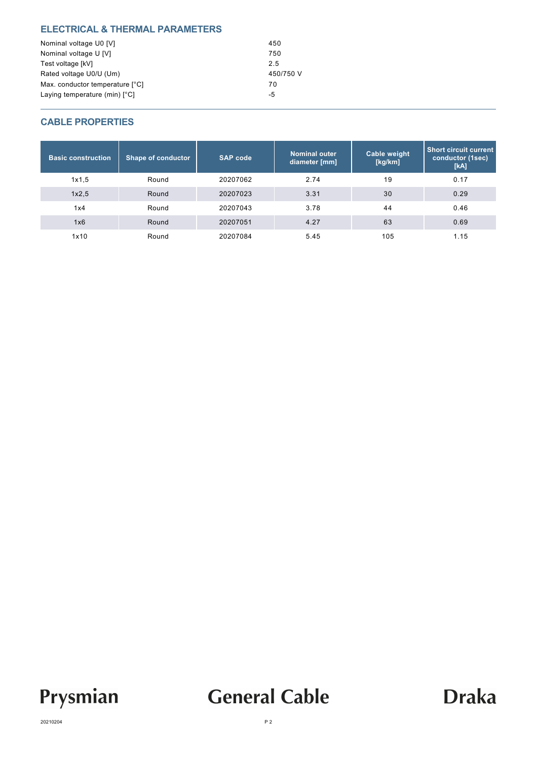## ELECTRICAL & THERMAL PARAMETERS

| | |
|---|---|
| Nominal voltage U0 [V] | 450 |
| Nominal voltage U [V] | 750 |
| Test voltage [kV] | 2.5 |
| Rated voltage U0/U (Um) | 450/750 V |
| Max. conductor temperature [°C] | 70 |
| Laying temperature (min) [°C] | -5 |

## CABLE PROPERTIES

| Basic construction | Shape of conductor | SAP code | Nominal outer diameter [mm] | Cable weight [kg/km] | Short circuit current conductor (1sec) [kA] |
|---|---|---|---|---|---|
| 1x1,5 | Round | 20207062 | 2.74 | 19 | 0.17 |
| 1x2,5 | Round | 20207023 | 3.31 | 30 | 0.29 |
| 1x4 | Round | 20207043 | 3.78 | 44 | 0.46 |
| 1x6 | Round | 20207051 | 4.27 | 63 | 0.69 |
| 1x10 | Round | 20207084 | 5.45 | 105 | 1.15 |

Prysmian General Cable Draka

20210204